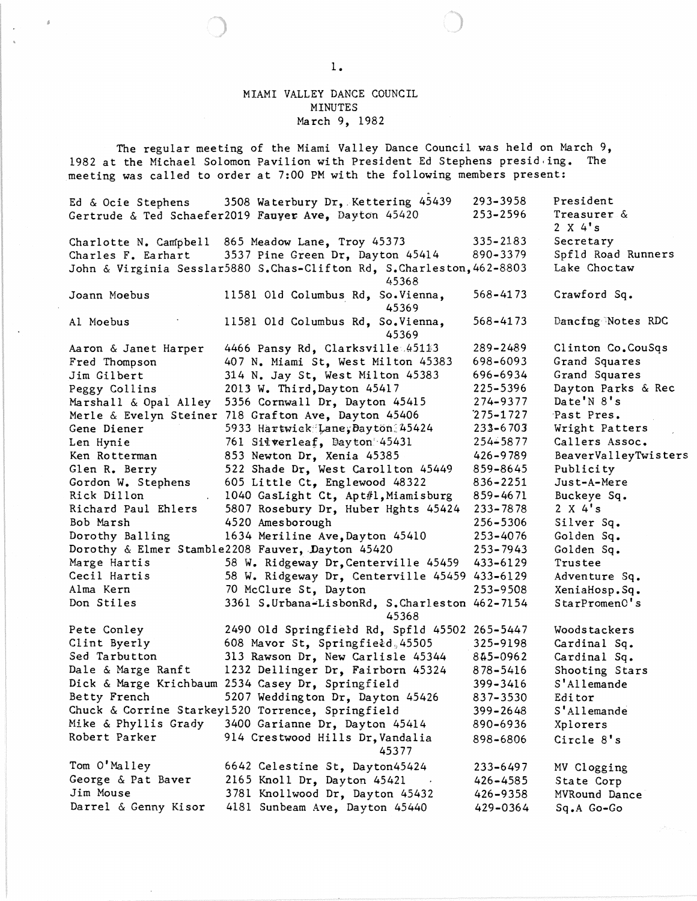# MIAMI VALLEY DANCE COUNCIL
## MINUTES
### March 9, 1982

The regular meeting of the Miami Valley Dance Council was held on March 9, 1982 at the Michael Solomon Pavilion with President Ed Stephens presiding. The meeting was called to order at 7:00 PM with the following members present:

| Name | Address | Phone | Affiliation |
|---|---|---|---|
| Ed & Ocie Stephens | 3508 Waterbury Dr, Kettering 45439 | 293-3958 | President |
| Gertrude & Ted Schaefer | 2019 Fauyer Ave, Dayton 45420 | 253-2596 | Treasurer & 2 X 4's |
| Charlotte N. Campbell | 865 Meadow Lane, Troy 45373 | 335-2183 | Secretary |
| Charles F. Earhart | 3537 Pine Green Dr, Dayton 45414 | 890-3379 | Spfld Road Runners |
| John & Virginia Sesslar | 5880 S.Chas-Clifton Rd, S.Charleston, 45368 | 462-8803 | Lake Choctaw |
| Joann Moebus | 11581 Old Columbus Rd, So.Vienna, 45369 | 568-4173 | Crawford Sq. |
| Al Moebus | 11581 Old Columbus Rd, So.Vienna, 45369 | 568-4173 | Dancing Notes RDC |
| Aaron & Janet Harper | 4466 Pansy Rd, Clarksville 45113 | 289-2489 | Clinton Co.CouSqs |
| Fred Thompson | 407 N. Miami St, West Milton 45383 | 698-6093 | Grand Squares |
| Jim Gilbert | 314 N. Jay St, West Milton 45383 | 696-6934 | Grand Squares |
| Peggy Collins | 2013 W. Third, Dayton 45417 | 225-5396 | Dayton Parks & Rec |
| Marshall & Opal Alley | 5356 Cornwall Dr, Dayton 45415 | 274-9377 | Date'N 8's |
| Merle & Evelyn Steiner | 718 Grafton Ave, Dayton 45406 | 275-1727 | Past Pres. |
| Gene Diener | 5933 Hartwick Lane, Dayton 45424 | 233-6703 | Wright Patters |
| Len Hynie | 761 Silverleaf, Dayton 45431 | 254-5877 | Callers Assoc. |
| Ken Rotterman | 853 Newton Dr, Xenia 45385 | 426-9789 | BeaverValleyTwisters |
| Glen R. Berry | 522 Shade Dr, West Carollton 45449 | 859-8645 | Publicity |
| Gordon W. Stephens | 605 Little Ct, Englewood 48322 | 836-2251 | Just-A-Mere |
| Rick Dillon | 1040 GasLight Ct, Apt#1, Miamisburg | 859-4671 | Buckeye Sq. |
| Richard Paul Ehlers | 5807 Rosebury Dr, Huber Hghts 45424 | 233-7878 | 2 X 4's |
| Bob Marsh | 4520 Amesborough | 256-5306 | Silver Sq. |
| Dorothy Balling | 1634 Meriline Ave, Dayton 45410 | 253-4076 | Golden Sq. |
| Dorothy & Elmer Stamble | 2208 Fauver, Dayton 45420 | 253-7943 | Golden Sq. |
| Marge Hartis | 58 W. Ridgeway Dr, Centerville 45459 | 433-6129 | Trustee |
| Cecil Hartis | 58 W. Ridgeway Dr, Centerville 45459 | 433-6129 | Adventure Sq. |
| Alma Kern | 70 McClure St, Dayton | 253-9508 | XeniaHosp.Sq. |
| Don Stiles | 3361 S.Urbana-LisbonRd, S.Charleston 45368 | 462-7154 | StarPromenO's |
| Pete Conley | 2490 Old Springfield Rd, Spfld 45502 | 265-5447 | Woodstackers |
| Clint Byerly | 608 Mavor St, Springfield, 45505 | 325-9198 | Cardinal Sq. |
| Sed Tarbutton | 313 Rawson Dr, New Carlisle 45344 | 845-0962 | Cardinal Sq. |
| Dale & Marge Ranft | 1232 Dellinger Dr, Fairborn 45324 | 878-5416 | Shooting Stars |
| Dick & Marge Krichbaum | 2534 Casey Dr, Springfield | 399-3416 | S'Allemande |
| Betty French | 5207 Weddington Dr, Dayton 45426 | 837-3530 | Editor |
| Chuck & Corrine Starkey | 1520 Torrence, Springfield | 399-2648 | S'Allemande |
| Mike & Phyllis Grady | 3400 Garianne Dr, Dayton 45414 | 890-6936 | Xplorers |
| Robert Parker | 914 Crestwood Hills Dr, Vandalia 45377 | 898-6806 | Circle 8's |
| Tom O'Malley | 6642 Celestine St, Dayton45424 | 233-6497 | MV Clogging |
| George & Pat Baver | 2165 Knoll Dr, Dayton 45421 | 426-4585 | State Corp |
| Jim Mouse | 3781 Knollwood Dr, Dayton 45432 | 426-9358 | MVRound Dance |
| Darrel & Genny Kisor | 4181 Sunbeam Ave, Dayton 45440 | 429-0364 | Sq.A Go-Go |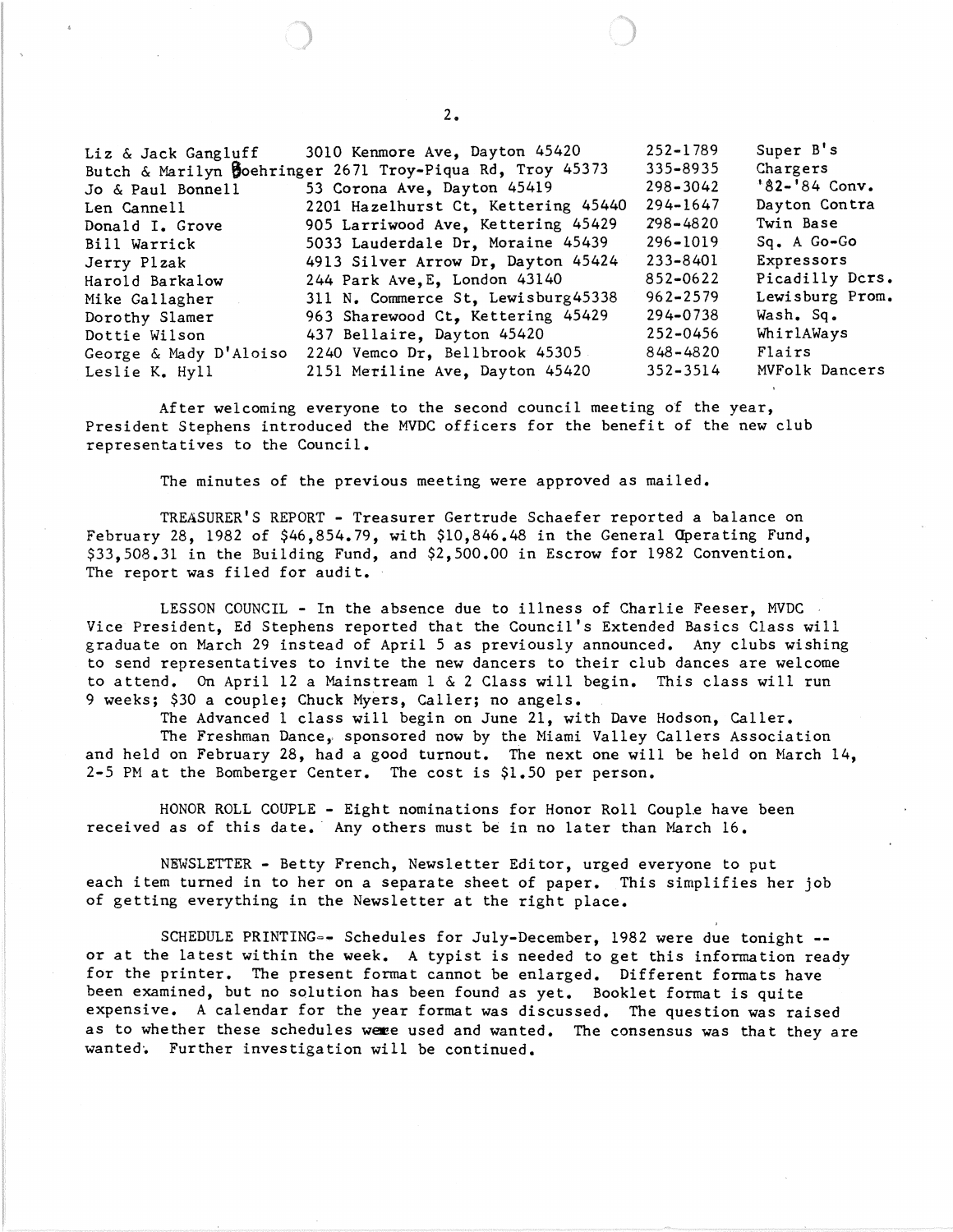| | | | |
|---|---|---|---|
| Liz & Jack Gangluff | 3010 Kenmore Ave, Dayton 45420 | 252-1789 | Super B's |
| Butch & Marilyn Boehringer | 2671 Troy-Piqua Rd, Troy 45373 | 335-8935 | Chargers |
| Jo & Paul Bonnell | 53 Corona Ave, Dayton 45419 | 298-3042 | '82-'84 Conv. |
| Len Cannell | 2201 Hazelhurst Ct, Kettering 45440 | 294-1647 | Dayton Contra |
| Donald I. Grove | 905 Larriwood Ave, Kettering 45429 | 298-4820 | Twin Base |
| Bill Warrick | 5033 Lauderdale Dr, Moraine 45439 | 296-1019 | Sq. A Go-Go |
| Jerry Plzak | 4913 Silver Arrow Dr, Dayton 45424 | 233-8401 | Expressors |
| Harold Barkalow | 244 Park Ave,E, London 43140 | 852-0622 | Picadilly Dcrs. |
| Mike Gallagher | 311 N. Commerce St, Lewisburg45338 | 962-2579 | Lewisburg Prom. |
| Dorothy Slamer | 963 Sharewood Ct, Kettering 45429 | 294-0738 | Wash. Sq. |
| Dottie Wilson | 437 Bellaire, Dayton 45420 | 252-0456 | WhirlAWays |
| George & Mady D'Aloiso | 2240 Vemco Dr, Bellbrook 45305 | 848-4820 | Flairs |
| Leslie K. Hyll | 2151 Meriline Ave, Dayton 45420 | 352-3514 | MVFolk Dancers |

After welcoming everyone to the second council meeting of the year, President Stephens introduced the MVDC officers for the benefit of the new club representatives to the Council.

The minutes of the previous meeting were approved as mailed.

TREASURER'S REPORT - Treasurer Gertrude Schaefer reported a balance on February 28, 1982 of $46,854.79, with $10,846.48 in the General Operating Fund, $33,508.31 in the Building Fund, and $2,500.00 in Escrow for 1982 Convention. The report was filed for audit.

LESSON COUNCIL - In the absence due to illness of Charlie Feeser, MVDC Vice President, Ed Stephens reported that the Council's Extended Basics Class will graduate on March 29 instead of April 5 as previously announced. Any clubs wishing to send representatives to invite the new dancers to their club dances are welcome to attend. On April 12 a Mainstream 1 & 2 Class will begin. This class will run 9 weeks; $30 a couple; Chuck Myers, Caller; no angels.

The Advanced 1 class will begin on June 21, with Dave Hodson, Caller.

The Freshman Dance, sponsored now by the Miami Valley Callers Association and held on February 28, had a good turnout. The next one will be held on March 14, 2-5 PM at the Bomberger Center. The cost is $1.50 per person.

HONOR ROLL COUPLE - Eight nominations for Honor Roll Couple have been received as of this date. Any others must be in no later than March 16.

NEWSLETTER - Betty French, Newsletter Editor, urged everyone to put each item turned in to her on a separate sheet of paper. This simplifies her job of getting everything in the Newsletter at the right place.

SCHEDULE PRINTING-- Schedules for July-December, 1982 were due tonight -- or at the latest within the week. A typist is needed to get this information ready for the printer. The present format cannot be enlarged. Different formats have been examined, but no solution has been found as yet. Booklet format is quite expensive. A calendar for the year format was discussed. The question was raised as to whether these schedules were used and wanted. The consensus was that they are wanted. Further investigation will be continued.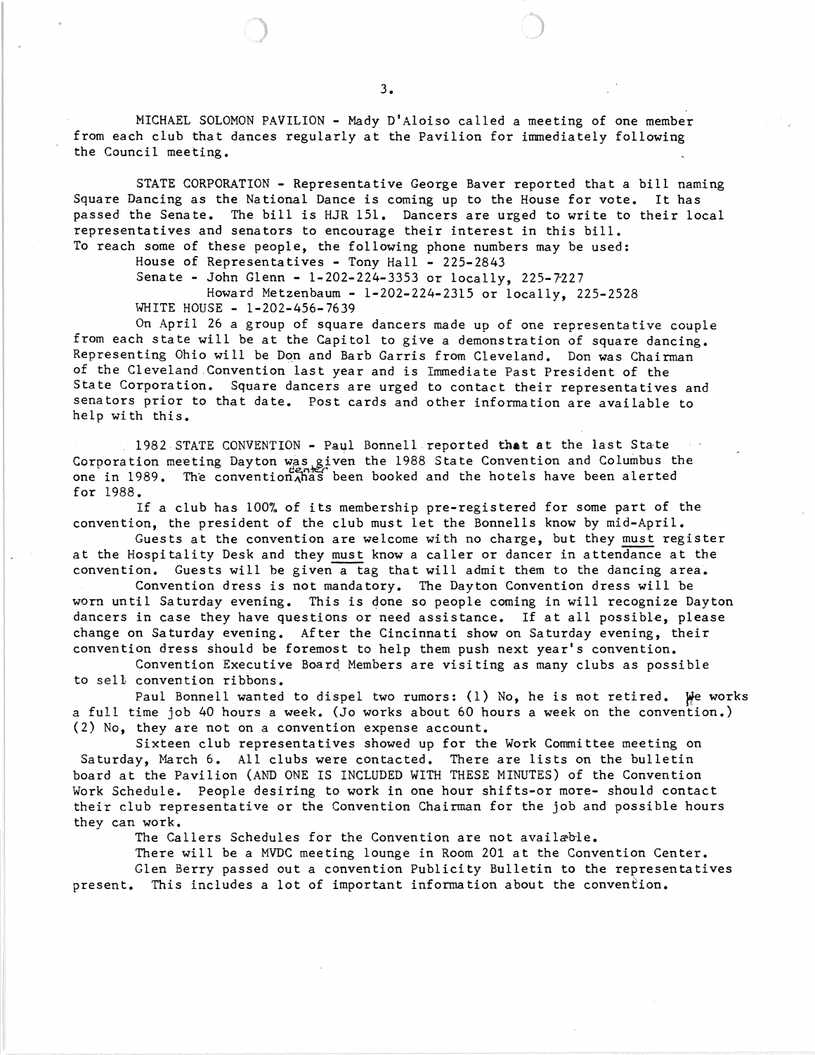MICHAEL SOLOMON PAVILION - Mady D'Aloiso called a meeting of one member from each club that dances regularly at the Pavilion for immediately following the Council meeting.

STATE CORPORATION - Representative George Baver reported that a bill naming Square Dancing as the National Dance is coming up to the House for vote. It has passed the Senate. The bill is HJR 151. Dancers are urged to write to their local representatives and senators to encourage their interest in this bill. To reach some of these people, the following phone numbers may be used:

House of Representatives - Tony Hall - 225-2843
Senate - John Glenn - 1-202-224-3353 or locally, 225-7227
Howard Metzenbaum - 1-202-224-2315 or locally, 225-2528
WHITE HOUSE - 1-202-456-7639

On April 26 a group of square dancers made up of one representative couple from each state will be at the Capitol to give a demonstration of square dancing. Representing Ohio will be Don and Barb Garris from Cleveland. Don was Chairman of the Cleveland Convention last year and is Immediate Past President of the State Corporation. Square dancers are urged to contact their representatives and senators prior to that date. Post cards and other information are available to help with this.

1982 STATE CONVENTION - Paul Bonnell reported that at the last State Corporation meeting Dayton was given the 1988 State Convention and Columbus the one in 1989. The convention center has been booked and the hotels have been alerted for 1988.

If a club has 100% of its membership pre-registered for some part of the convention, the president of the club must let the Bonnells know by mid-April.

Guests at the convention are welcome with no charge, but they must register at the Hospitality Desk and they must know a caller or dancer in attendance at the convention. Guests will be given a tag that will admit them to the dancing area.

Convention dress is not mandatory. The Dayton Convention dress will be worn until Saturday evening. This is done so people coming in will recognize Dayton dancers in case they have questions or need assistance. If at all possible, please change on Saturday evening. After the Cincinnati show on Saturday evening, their convention dress should be foremost to help them push next year's convention.

Convention Executive Board Members are visiting as many clubs as possible to sell convention ribbons.

Paul Bonnell wanted to dispel two rumors: (1) No, he is not retired. He works a full time job 40 hours a week. (Jo works about 60 hours a week on the convention.) (2) No, they are not on a convention expense account.

Sixteen club representatives showed up for the Work Committee meeting on Saturday, March 6. All clubs were contacted. There are lists on the bulletin board at the Pavilion (AND ONE IS INCLUDED WITH THESE MINUTES) of the Convention Work Schedule. People desiring to work in one hour shifts-or more- should contact their club representative or the Convention Chairman for the job and possible hours they can work.

The Callers Schedules for the Convention are not available.

There will be a MVDC meeting lounge in Room 201 at the Convention Center.

Glen Berry passed out a convention Publicity Bulletin to the representatives present. This includes a lot of important information about the convention.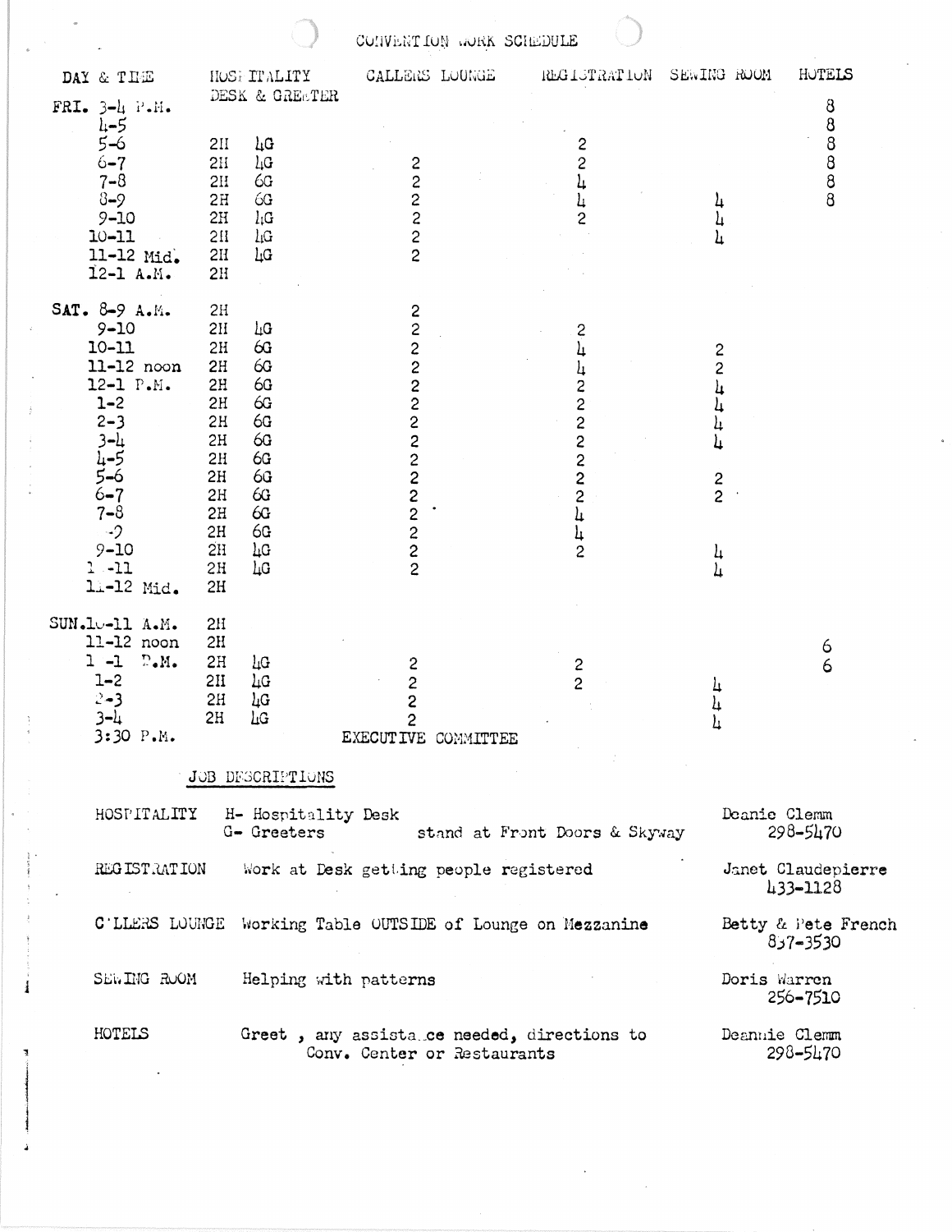# CONVENTION WORK SCHEDULE

| DAY & TIME | HOSPITALITY DESK & GREETER | | CALLERS LOUNGE | REGISTRATION | SEWING ROOM | HOTELS |
|---|---|---|---|---|---|---|
| FRI. 3-4 P.M. | | | | | | 8 |
| 4-5 | | | | | | 8 |
| 5-6 | 2H | 4G | | 2 | | 8 |
| 6-7 | 2H | 4G | 2 | 2 | | 8 |
| 7-8 | 2H | 6G | 2 | 4 | | 8 |
| 8-9 | 2H | 6G | 2 | 4 | 4 | 8 |
| 9-10 | 2H | 4G | 2 | 2 | 4 | |
| 10-11 | 2H | 4G | 2 | | 4 | |
| 11-12 Mid. | 2H | 4G | 2 | | | |
| 12-1 A.M. | 2H | | | | | |
| SAT. 8-9 A.M. | 2H | | 2 | | | |
| 9-10 | 2H | 4G | 2 | 2 | | |
| 10-11 | 2H | 6G | 2 | 4 | 2 | |
| 11-12 noon | 2H | 6G | 2 | 4 | 2 | |
| 12-1 P.M. | 2H | 6G | 2 | 2 | 4 | |
| 1-2 | 2H | 6G | 2 | 2 | 4 | |
| 2-3 | 2H | 6G | 2 | 2 | 4 | |
| 3-4 | 2H | 6G | 2 | 2 | 4 | |
| 4-5 | 2H | 6G | 2 | 2 | | |
| 5-6 | 2H | 6G | 2 | 2 | 2 | |
| 6-7 | 2H | 6G | 2 | 2 | 2 | |
| 7-8 | 2H | 6G | 2 | 4 | | |
| -9 | 2H | 6G | 2 | 4 | | |
| 9-10 | 2H | 4G | 2 | 2 | 4 | |
| 1 -11 | 2H | 4G | 2 | | 4 | |
| 1-12 Mid. | 2H | | | | | |
| SUN. 10-11 A.M. | 2H | | | | | |
| 11-12 noon | 2H | | | | | 6 |
| 1 -1 P.M. | 2H | 4G | 2 | 2 | | 6 |
| 1-2 | 2H | 4G | 2 | 2 | 4 | |
| 2-3 | 2H | 4G | 2 | | 4 | |
| 3-4 | 2H | 4G | 2 | | 4 | |
| 3:30 P.M. | | | EXECUTIVE COMMITTEE | | | |

## JOB DESCRIPTIONS

| | | |
|---|---|---|
| HOSPITALITY | H- Hospitality Desk<br>G- Greeters stand at Front Doors & Skyway | Deanie Clemm<br>298-5470 |
| REGISTRATION | Work at Desk getting people registered | Janet Claudepierre<br>433-1128 |
| CALLERS LOUNGE | Working Table OUTSIDE of Lounge on Mezzanine | Betty & Pete French<br>837-3530 |
| SEWING ROOM | Helping with patterns | Doris Warren<br>256-7510 |
| HOTELS | Greet , any assistance needed, directions to Conv. Center or Restaurants | Deannie Clemm<br>298-5470 |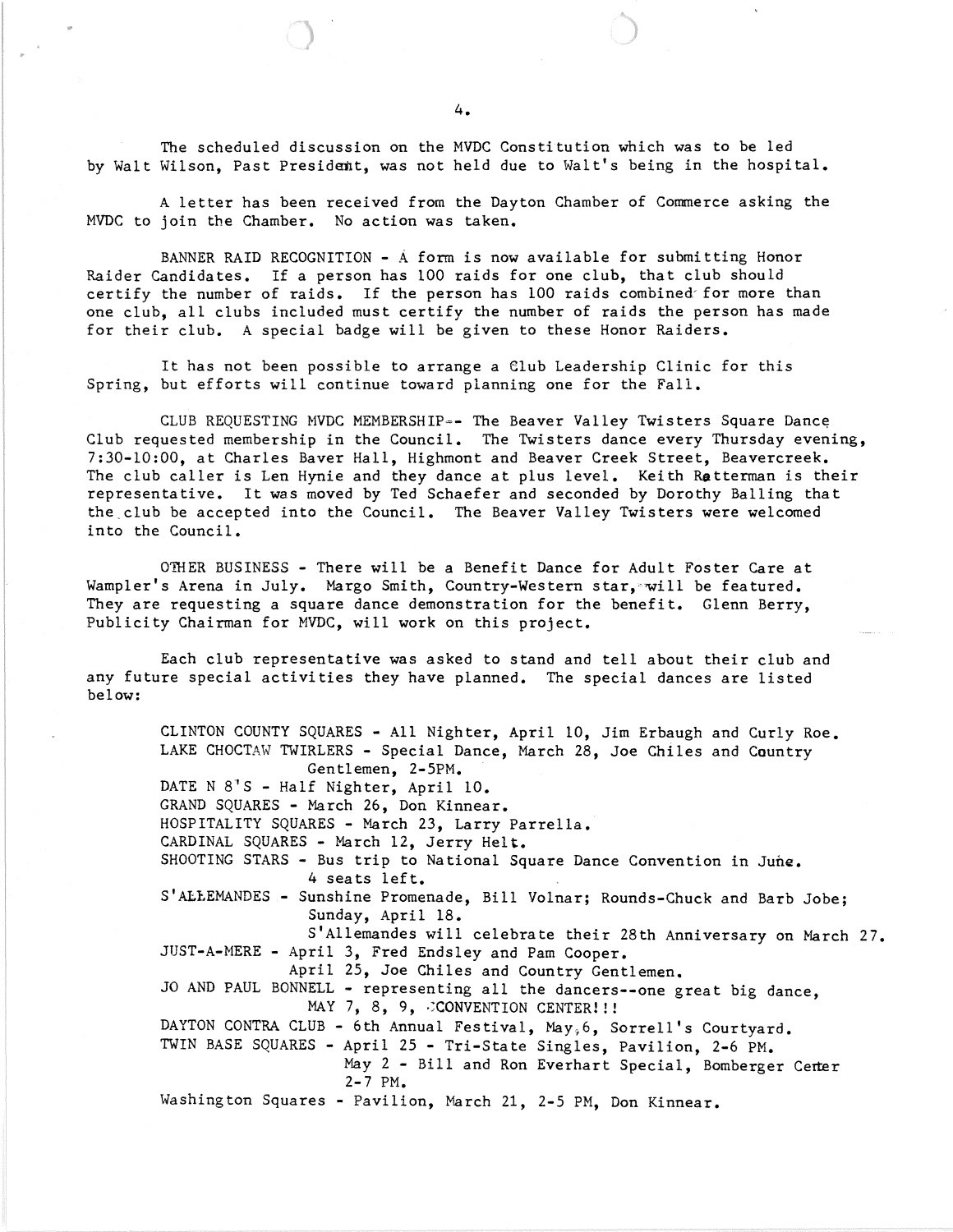The scheduled discussion on the MVDC Constitution which was to be led by Walt Wilson, Past President, was not held due to Walt's being in the hospital.

A letter has been received from the Dayton Chamber of Commerce asking the MVDC to join the Chamber. No action was taken.

BANNER RAID RECOGNITION - A form is now available for submitting Honor Raider Candidates. If a person has 100 raids for one club, that club should certify the number of raids. If the person has 100 raids combined for more than one club, all clubs included must certify the number of raids the person has made for their club. A special badge will be given to these Honor Raiders.

It has not been possible to arrange a Club Leadership Clinic for this Spring, but efforts will continue toward planning one for the Fall.

CLUB REQUESTING MVDC MEMBERSHIP-- The Beaver Valley Twisters Square Dance Club requested membership in the Council. The Twisters dance every Thursday evening, 7:30-10:00, at Charles Baver Hall, Highmont and Beaver Creek Street, Beavercreek. The club caller is Len Hynie and they dance at plus level. Keith Ratterman is their representative. It was moved by Ted Schaefer and seconded by Dorothy Balling that the club be accepted into the Council. The Beaver Valley Twisters were welcomed into the Council.

OTHER BUSINESS - There will be a Benefit Dance for Adult Foster Care at Wampler's Arena in July. Margo Smith, Country-Western star, will be featured. They are requesting a square dance demonstration for the benefit. Glenn Berry, Publicity Chairman for MVDC, will work on this project.

Each club representative was asked to stand and tell about their club and any future special activities they have planned. The special dances are listed below:

CLINTON COUNTY SQUARES - All Nighter, April 10, Jim Erbaugh and Curly Roe.
LAKE CHOCTAW TWIRLERS - Special Dance, March 28, Joe Chiles and Country Gentlemen, 2-5PM.
DATE N 8'S - Half Nighter, April 10.
GRAND SQUARES - March 26, Don Kinnear.
HOSPITALITY SQUARES - March 23, Larry Parrella.
CARDINAL SQUARES - March 12, Jerry Helt.
SHOOTING STARS - Bus trip to National Square Dance Convention in June. 4 seats left.
S'ALLEMANDES - Sunshine Promenade, Bill Volnar; Rounds-Chuck and Barb Jobe; Sunday, April 18.
S'Allemandes will celebrate their 28th Anniversary on March 27.
JUST-A-MERE - April 3, Fred Endsley and Pam Cooper.
April 25, Joe Chiles and Country Gentlemen.
JO AND PAUL BONNELL - representing all the dancers--one great big dance, MAY 7, 8, 9, CONVENTION CENTER!!!
DAYTON CONTRA CLUB - 6th Annual Festival, May 6, Sorrell's Courtyard.
TWIN BASE SQUARES - April 25 - Tri-State Singles, Pavilion, 2-6 PM.
May 2 - Bill and Ron Everhart Special, Bomberger Center 2-7 PM.
Washington Squares - Pavilion, March 21, 2-5 PM, Don Kinnear.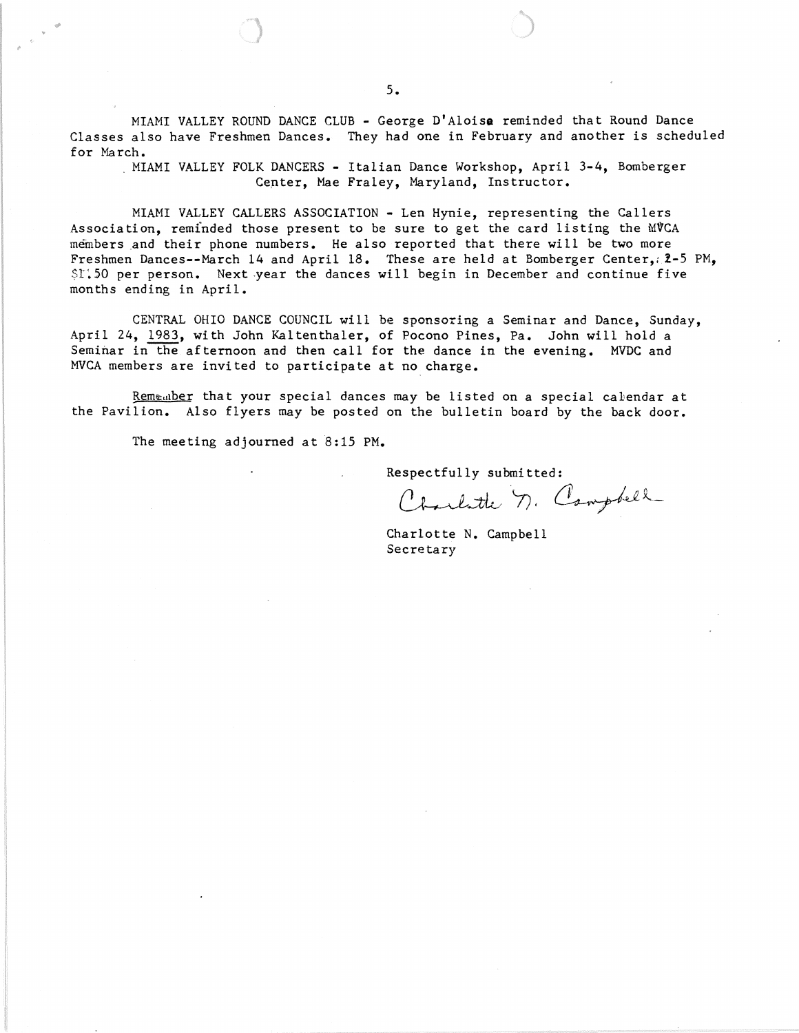MIAMI VALLEY ROUND DANCE CLUB - George D'Aloisa reminded that Round Dance Classes also have Freshmen Dances. They had one in February and another is scheduled for March.

MIAMI VALLEY FOLK DANCERS - Italian Dance Workshop, April 3-4, Bomberger Center, Mae Fraley, Maryland, Instructor.

MIAMI VALLEY CALLERS ASSOCIATION - Len Hynie, representing the Callers Association, reminded those present to be sure to get the card listing the MVCA members and their phone numbers. He also reported that there will be two more Freshmen Dances--March 14 and April 18. These are held at Bomberger Center, 2-5 PM, $1.50 per person. Next year the dances will begin in December and continue five months ending in April.

CENTRAL OHIO DANCE COUNCIL will be sponsoring a Seminar and Dance, Sunday, April 24, <u>1983</u>, with John Kaltenthaler, of Pocono Pines, Pa. John will hold a Seminar in the afternoon and then call for the dance in the evening. MVDC and MVCA members are invited to participate at no charge.

<u>Remember</u> that your special dances may be listed on a special calendar at the Pavilion. Also flyers may be posted on the bulletin board by the back door.

The meeting adjourned at 8:15 PM.

Respectfully submitted:

Charlotte N. Campbell

Charlotte N. Campbell
Secretary